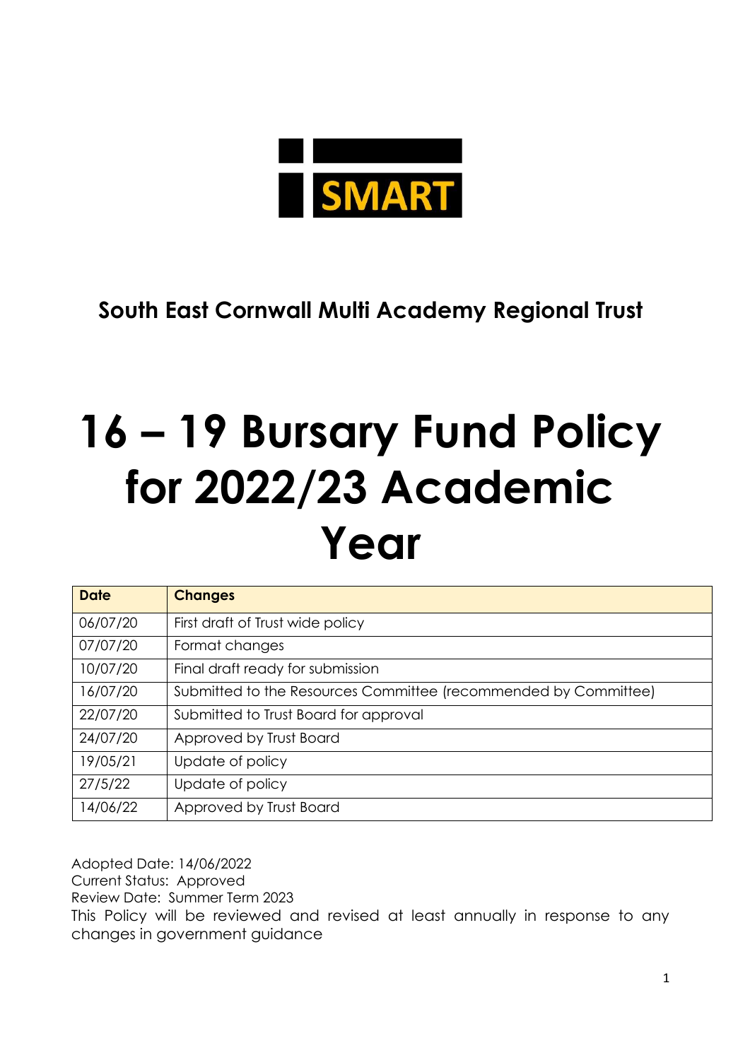SMART

**South East Cornwall Multi Academy Regional Trust**

# 16 – 19 Bursary Fund Policy for 2022/23 Academic Year

| Date | Changes |
| --- | --- |
| 06/07/20 | First draft of Trust wide policy |
| 07/07/20 | Format changes |
| 10/07/20 | Final draft ready for submission |
| 16/07/20 | Submitted to the Resources Committee (recommended by Committee) |
| 22/07/20 | Submitted to Trust Board for approval |
| 24/07/20 | Approved by Trust Board |
| 19/05/21 | Update of policy |
| 27/5/22 | Update of policy |
| 14/06/22 | Approved by Trust Board |

Adopted Date: 14/06/2022
Current Status: Approved
Review Date: Summer Term 2023
This Policy will be reviewed and revised at least annually in response to any changes in government guidance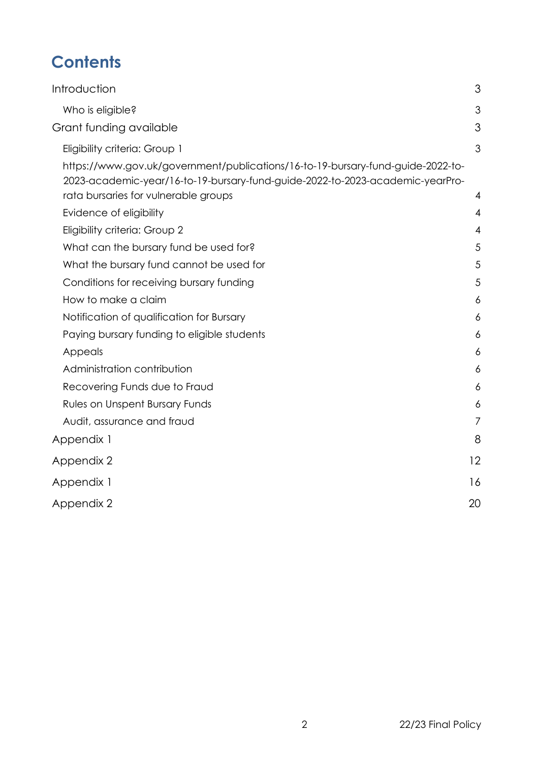# Contents

Introduction 3

- Who is eligible? 3

Grant funding available 3

- Eligibility criteria: Group 1 3
- https://www.gov.uk/government/publications/16-to-19-bursary-fund-guide-2022-to-2023-academic-year/16-to-19-bursary-fund-guide-2022-to-2023-academic-yearPro-rata bursaries for vulnerable groups 4
- Evidence of eligibility 4
- Eligibility criteria: Group 2 4
- What can the bursary fund be used for? 5
- What the bursary fund cannot be used for 5
- Conditions for receiving bursary funding 5
- How to make a claim 6
- Notification of qualification for Bursary 6
- Paying bursary funding to eligible students 6
- Appeals 6
- Administration contribution 6
- Recovering Funds due to Fraud 6
- Rules on Unspent Bursary Funds 6
- Audit, assurance and fraud 7

Appendix 1 8

Appendix 2 12

Appendix 1 16

Appendix 2 20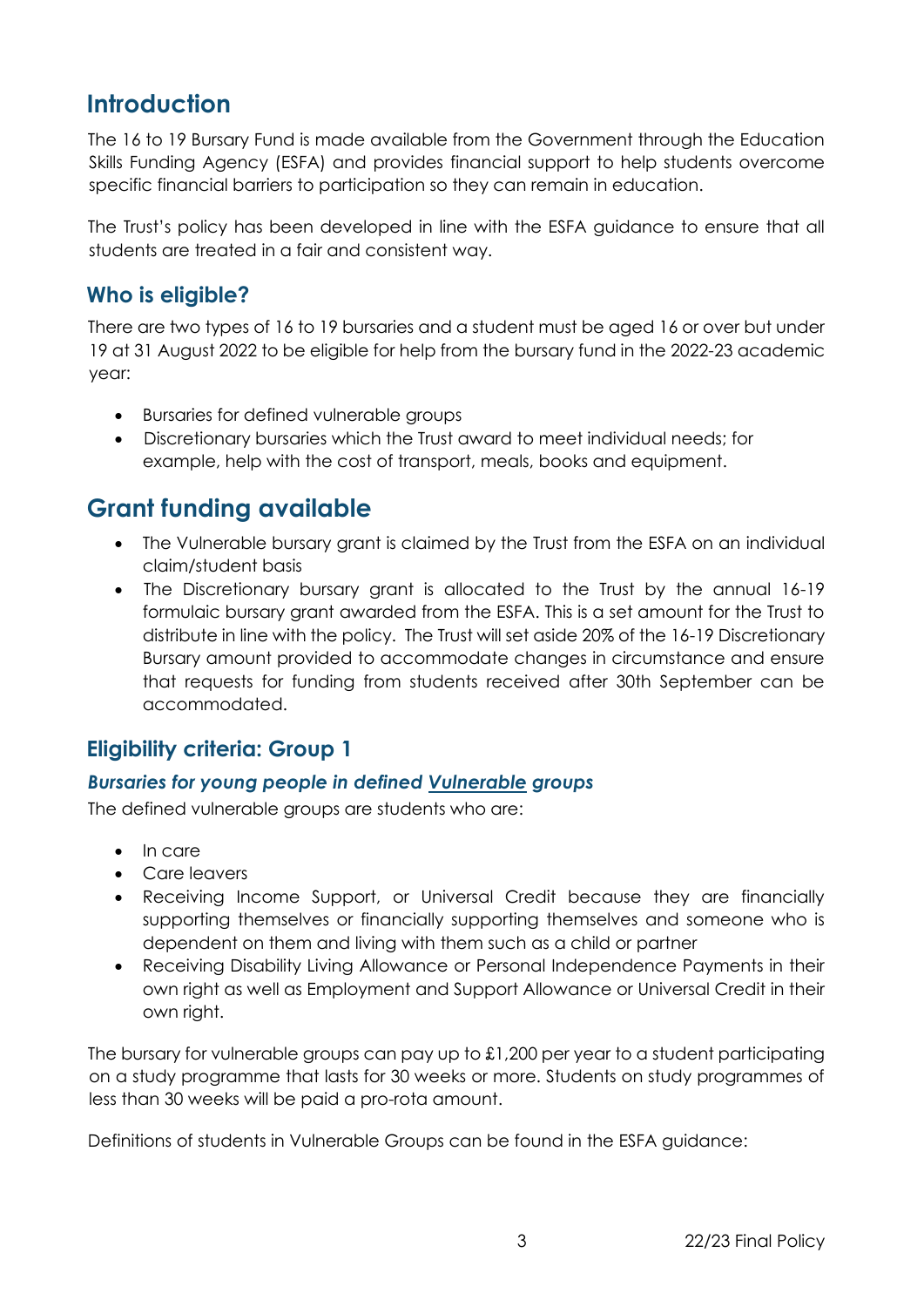# Introduction

The 16 to 19 Bursary Fund is made available from the Government through the Education Skills Funding Agency (ESFA) and provides financial support to help students overcome specific financial barriers to participation so they can remain in education.

The Trust's policy has been developed in line with the ESFA guidance to ensure that all students are treated in a fair and consistent way.

## Who is eligible?

There are two types of 16 to 19 bursaries and a student must be aged 16 or over but under 19 at 31 August 2022 to be eligible for help from the bursary fund in the 2022-23 academic year:

- Bursaries for defined vulnerable groups
- Discretionary bursaries which the Trust award to meet individual needs; for example, help with the cost of transport, meals, books and equipment.

# Grant funding available

- The Vulnerable bursary grant is claimed by the Trust from the ESFA on an individual claim/student basis
- The Discretionary bursary grant is allocated to the Trust by the annual 16-19 formulaic bursary grant awarded from the ESFA. This is a set amount for the Trust to distribute in line with the policy. The Trust will set aside 20% of the 16-19 Discretionary Bursary amount provided to accommodate changes in circumstance and ensure that requests for funding from students received after 30th September can be accommodated.

## Eligibility criteria: Group 1

### *Bursaries for young people in defined Vulnerable groups*

The defined vulnerable groups are students who are:

- In care
- Care leavers
- Receiving Income Support, or Universal Credit because they are financially supporting themselves or financially supporting themselves and someone who is dependent on them and living with them such as a child or partner
- Receiving Disability Living Allowance or Personal Independence Payments in their own right as well as Employment and Support Allowance or Universal Credit in their own right.

The bursary for vulnerable groups can pay up to £1,200 per year to a student participating on a study programme that lasts for 30 weeks or more. Students on study programmes of less than 30 weeks will be paid a pro-rota amount.

Definitions of students in Vulnerable Groups can be found in the ESFA guidance: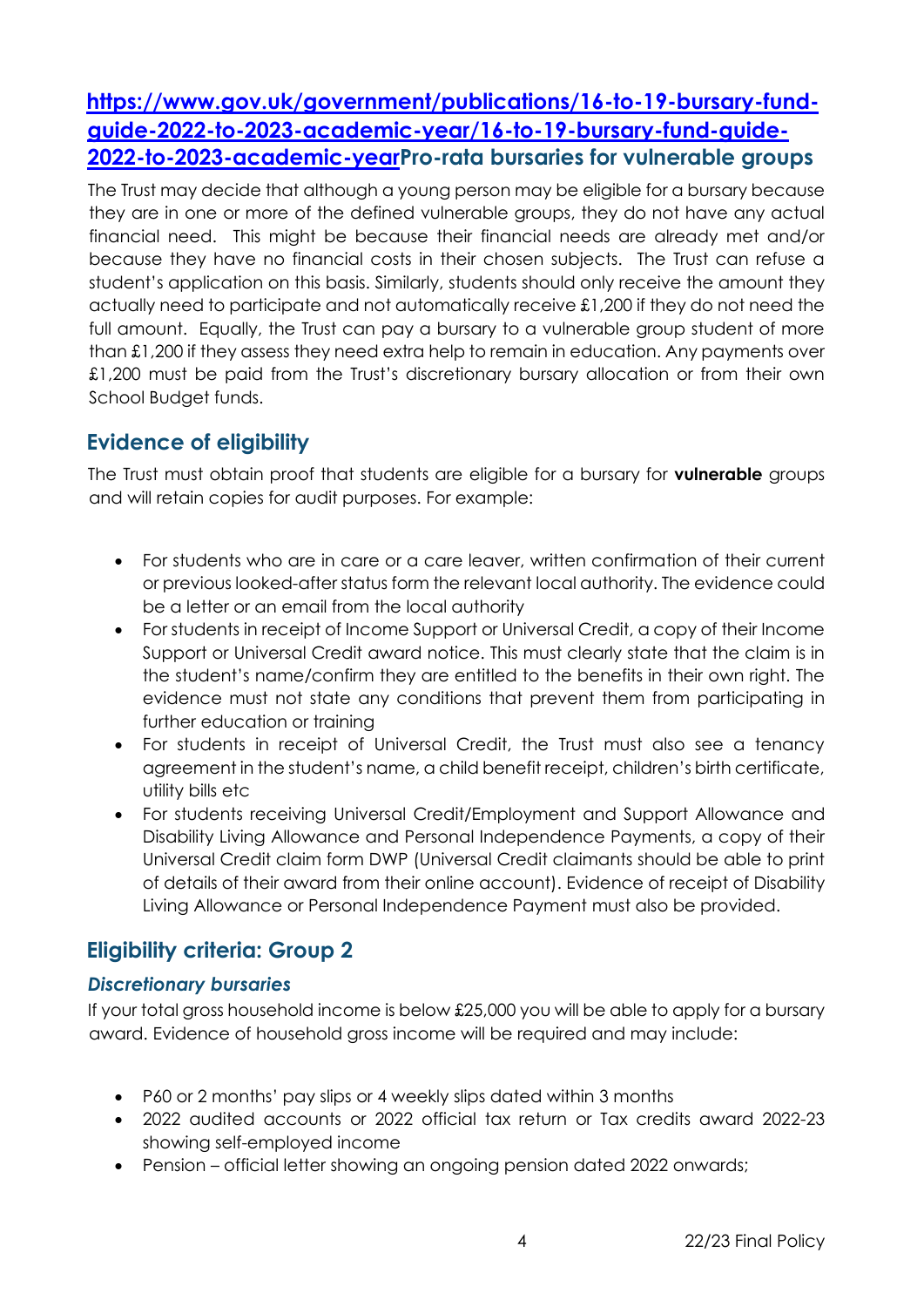## https://www.gov.uk/government/publications/16-to-19-bursary-fund-guide-2022-to-2023-academic-year/16-to-19-bursary-fund-guide-2022-to-2023-academic-yearPro-rata bursaries for vulnerable groups

The Trust may decide that although a young person may be eligible for a bursary because they are in one or more of the defined vulnerable groups, they do not have any actual financial need. This might be because their financial needs are already met and/or because they have no financial costs in their chosen subjects. The Trust can refuse a student's application on this basis. Similarly, students should only receive the amount they actually need to participate and not automatically receive £1,200 if they do not need the full amount. Equally, the Trust can pay a bursary to a vulnerable group student of more than £1,200 if they assess they need extra help to remain in education. Any payments over £1,200 must be paid from the Trust's discretionary bursary allocation or from their own School Budget funds.

## Evidence of eligibility

The Trust must obtain proof that students are eligible for a bursary for **vulnerable** groups and will retain copies for audit purposes. For example:

- For students who are in care or a care leaver, written confirmation of their current or previous looked-after status form the relevant local authority. The evidence could be a letter or an email from the local authority
- For students in receipt of Income Support or Universal Credit, a copy of their Income Support or Universal Credit award notice. This must clearly state that the claim is in the student's name/confirm they are entitled to the benefits in their own right. The evidence must not state any conditions that prevent them from participating in further education or training
- For students in receipt of Universal Credit, the Trust must also see a tenancy agreement in the student's name, a child benefit receipt, children's birth certificate, utility bills etc
- For students receiving Universal Credit/Employment and Support Allowance and Disability Living Allowance and Personal Independence Payments, a copy of their Universal Credit claim form DWP (Universal Credit claimants should be able to print of details of their award from their online account). Evidence of receipt of Disability Living Allowance or Personal Independence Payment must also be provided.

## Eligibility criteria: Group 2

### *Discretionary bursaries*

If your total gross household income is below £25,000 you will be able to apply for a bursary award. Evidence of household gross income will be required and may include:

- P60 or 2 months' pay slips or 4 weekly slips dated within 3 months
- 2022 audited accounts or 2022 official tax return or Tax credits award 2022-23 showing self-employed income
- Pension – official letter showing an ongoing pension dated 2022 onwards;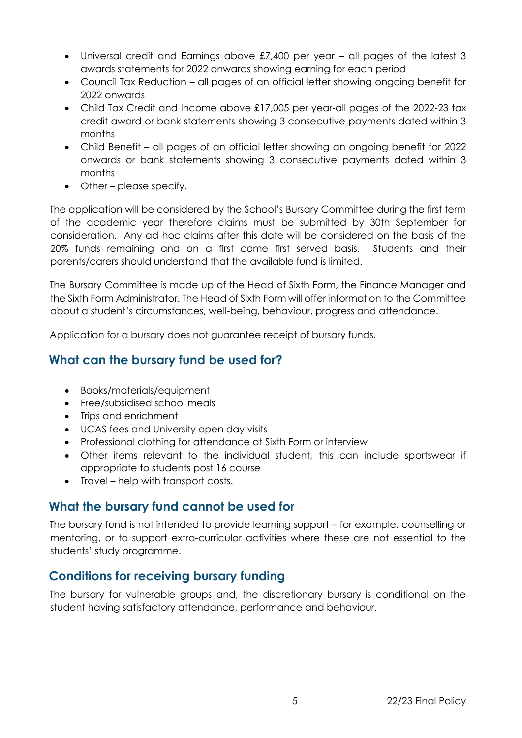- Universal credit and Earnings above £7,400 per year – all pages of the latest 3 awards statements for 2022 onwards showing earning for each period
- Council Tax Reduction – all pages of an official letter showing ongoing benefit for 2022 onwards
- Child Tax Credit and Income above £17,005 per year-all pages of the 2022-23 tax credit award or bank statements showing 3 consecutive payments dated within 3 months
- Child Benefit – all pages of an official letter showing an ongoing benefit for 2022 onwards or bank statements showing 3 consecutive payments dated within 3 months
- Other – please specify.

The application will be considered by the School's Bursary Committee during the first term of the academic year therefore claims must be submitted by 30th September for consideration. Any ad hoc claims after this date will be considered on the basis of the 20% funds remaining and on a first come first served basis. Students and their parents/carers should understand that the available fund is limited.

The Bursary Committee is made up of the Head of Sixth Form, the Finance Manager and the Sixth Form Administrator. The Head of Sixth Form will offer information to the Committee about a student's circumstances, well-being, behaviour, progress and attendance.

Application for a bursary does not guarantee receipt of bursary funds.

## What can the bursary fund be used for?

- Books/materials/equipment
- Free/subsidised school meals
- Trips and enrichment
- UCAS fees and University open day visits
- Professional clothing for attendance at Sixth Form or interview
- Other items relevant to the individual student, this can include sportswear if appropriate to students post 16 course
- Travel – help with transport costs.

## What the bursary fund cannot be used for

The bursary fund is not intended to provide learning support – for example, counselling or mentoring, or to support extra-curricular activities where these are not essential to the students' study programme.

## Conditions for receiving bursary funding

The bursary for vulnerable groups and, the discretionary bursary is conditional on the student having satisfactory attendance, performance and behaviour.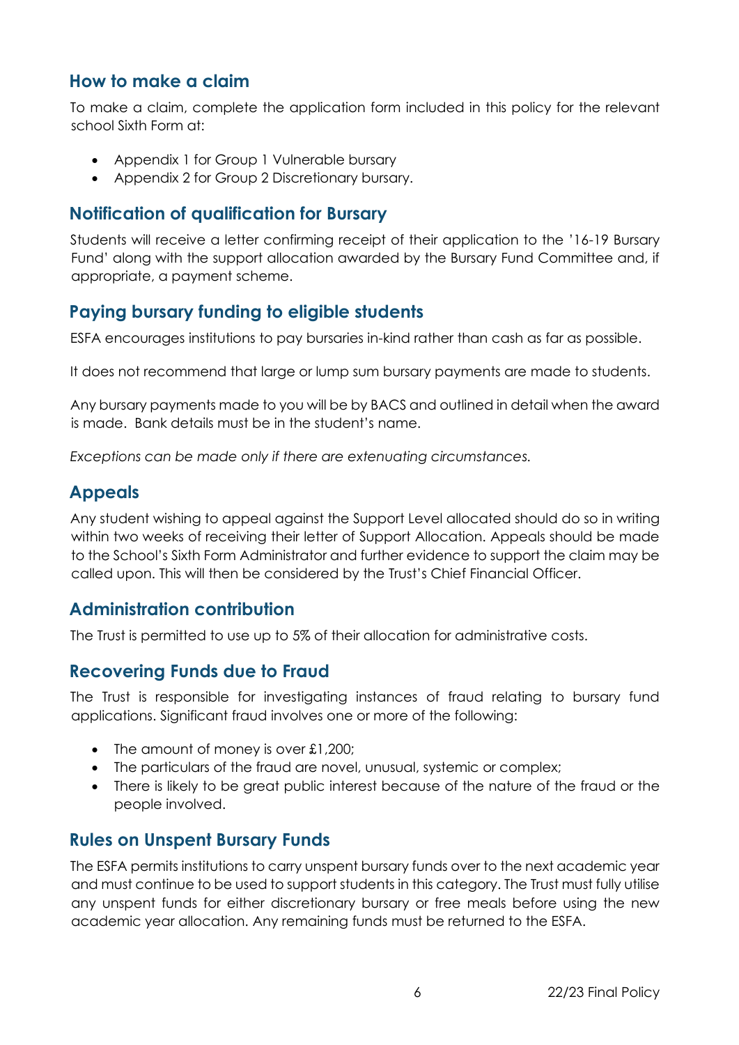## How to make a claim

To make a claim, complete the application form included in this policy for the relevant school Sixth Form at:

- Appendix 1 for Group 1 Vulnerable bursary
- Appendix 2 for Group 2 Discretionary bursary.

## Notification of qualification for Bursary

Students will receive a letter confirming receipt of their application to the '16-19 Bursary Fund' along with the support allocation awarded by the Bursary Fund Committee and, if appropriate, a payment scheme.

## Paying bursary funding to eligible students

ESFA encourages institutions to pay bursaries in-kind rather than cash as far as possible.

It does not recommend that large or lump sum bursary payments are made to students.

Any bursary payments made to you will be by BACS and outlined in detail when the award is made. Bank details must be in the student's name.

*Exceptions can be made only if there are extenuating circumstances.*

## Appeals

Any student wishing to appeal against the Support Level allocated should do so in writing within two weeks of receiving their letter of Support Allocation. Appeals should be made to the School's Sixth Form Administrator and further evidence to support the claim may be called upon. This will then be considered by the Trust's Chief Financial Officer.

## Administration contribution

The Trust is permitted to use up to 5% of their allocation for administrative costs.

## Recovering Funds due to Fraud

The Trust is responsible for investigating instances of fraud relating to bursary fund applications. Significant fraud involves one or more of the following:

- The amount of money is over £1,200;
- The particulars of the fraud are novel, unusual, systemic or complex;
- There is likely to be great public interest because of the nature of the fraud or the people involved.

## Rules on Unspent Bursary Funds

The ESFA permits institutions to carry unspent bursary funds over to the next academic year and must continue to be used to support students in this category. The Trust must fully utilise any unspent funds for either discretionary bursary or free meals before using the new academic year allocation. Any remaining funds must be returned to the ESFA.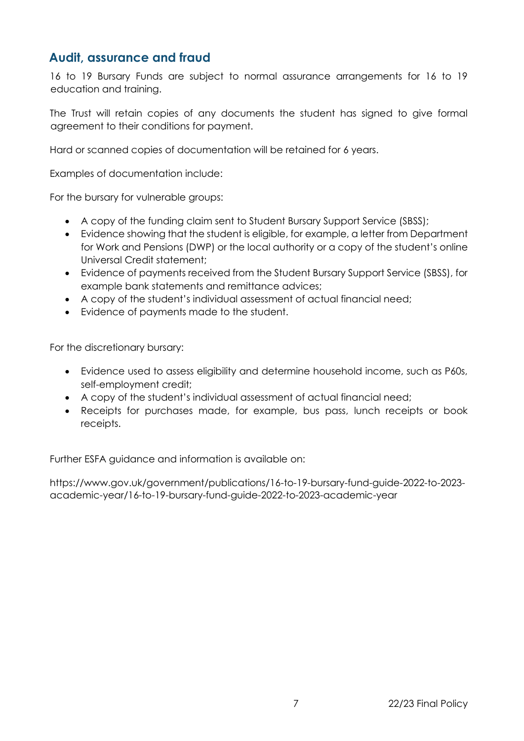## Audit, assurance and fraud

16 to 19 Bursary Funds are subject to normal assurance arrangements for 16 to 19 education and training.

The Trust will retain copies of any documents the student has signed to give formal agreement to their conditions for payment.

Hard or scanned copies of documentation will be retained for 6 years.

Examples of documentation include:

For the bursary for vulnerable groups:

- A copy of the funding claim sent to Student Bursary Support Service (SBSS);
- Evidence showing that the student is eligible, for example, a letter from Department for Work and Pensions (DWP) or the local authority or a copy of the student's online Universal Credit statement;
- Evidence of payments received from the Student Bursary Support Service (SBSS), for example bank statements and remittance advices;
- A copy of the student's individual assessment of actual financial need;
- Evidence of payments made to the student.

For the discretionary bursary:

- Evidence used to assess eligibility and determine household income, such as P60s, self-employment credit;
- A copy of the student's individual assessment of actual financial need;
- Receipts for purchases made, for example, bus pass, lunch receipts or book receipts.

Further ESFA guidance and information is available on:

https://www.gov.uk/government/publications/16-to-19-bursary-fund-guide-2022-to-2023-academic-year/16-to-19-bursary-fund-guide-2022-to-2023-academic-year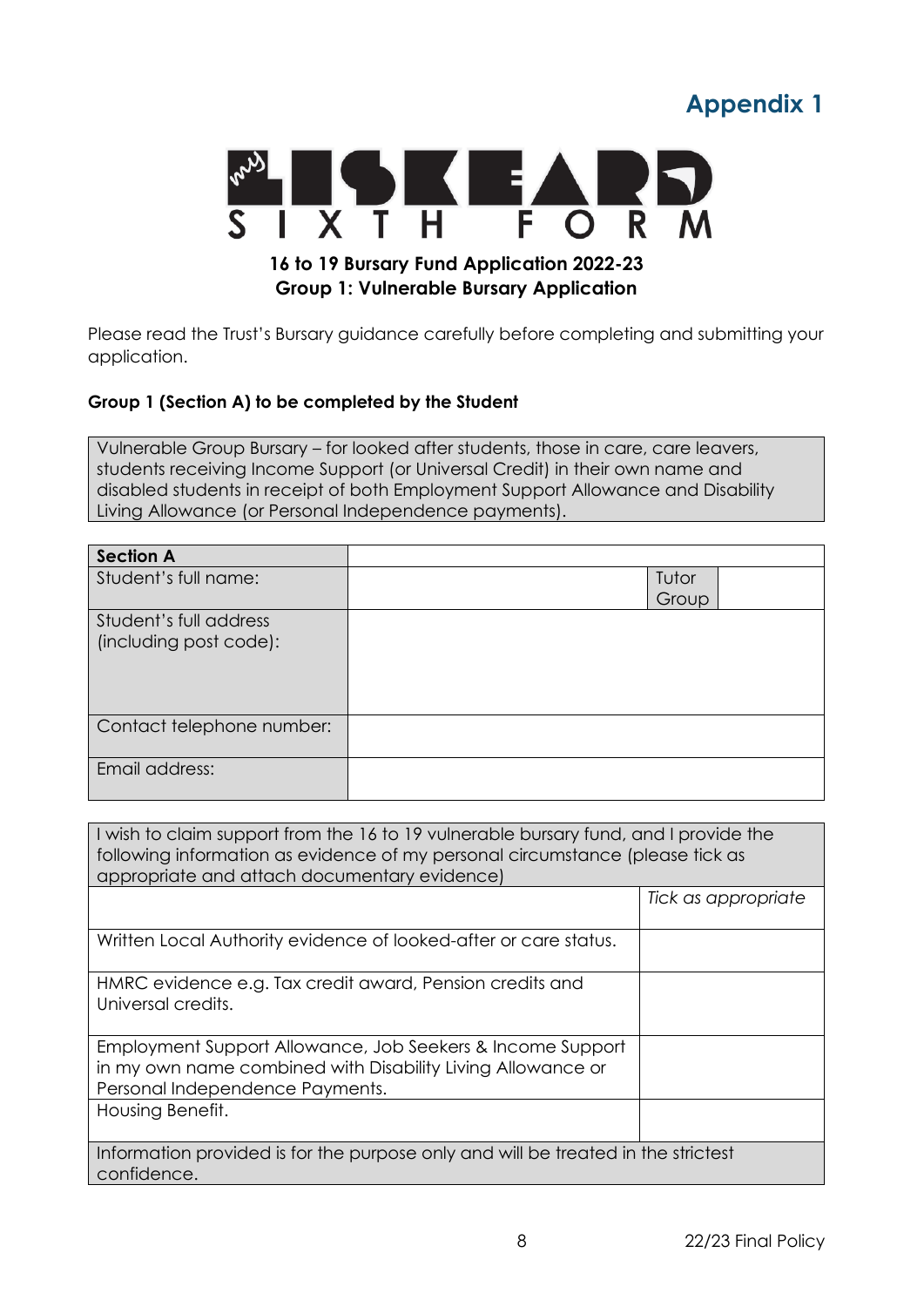# Appendix 1

**LISKEARD SIXTH FORM**

**16 to 19 Bursary Fund Application 2022-23**
**Group 1: Vulnerable Bursary Application**

Please read the Trust's Bursary guidance carefully before completing and submitting your application.

**Group 1 (Section A) to be completed by the Student**

| Vulnerable Group Bursary – for looked after students, those in care, care leavers, students receiving Income Support (or Universal Credit) in their own name and disabled students in receipt of both Employment Support Allowance and Disability Living Allowance (or Personal Independence payments). |
|---|

| **Section A** | | | |
|---|---|---|---|
| Student's full name: | | Tutor Group | |
| Student's full address (including post code): | | | |
| Contact telephone number: | | | |
| Email address: | | | |

| I wish to claim support from the 16 to 19 vulnerable bursary fund, and I provide the following information as evidence of my personal circumstance (please tick as appropriate and attach documentary evidence) | |
|---|---|
| | *Tick as appropriate* |
| Written Local Authority evidence of looked-after or care status. | |
| HMRC evidence e.g. Tax credit award, Pension credits and Universal credits. | |
| Employment Support Allowance, Job Seekers & Income Support in my own name combined with Disability Living Allowance or Personal Independence Payments. | |
| Housing Benefit. | |
| Information provided is for the purpose only and will be treated in the strictest confidence. | |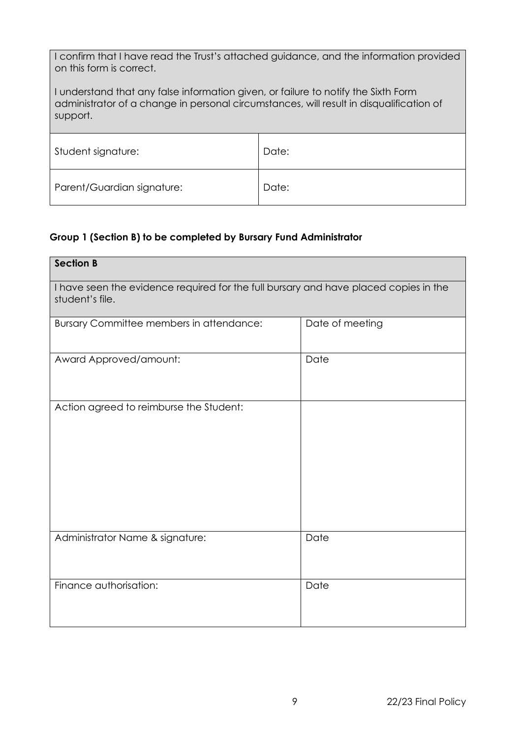| I confirm that I have read the Trust's attached guidance, and the information provided on this form is correct.<br><br>I understand that any false information given, or failure to notify the Sixth Form administrator of a change in personal circumstances, will result in disqualification of support. | |
|---|---|
| Student signature: | Date: |
| Parent/Guardian signature: | Date: |

**Group 1 (Section B) to be completed by Bursary Fund Administrator**

| **Section B** | |
|---|---|
| I have seen the evidence required for the full bursary and have placed copies in the student's file. | |
| Bursary Committee members in attendance: | Date of meeting |
| Award Approved/amount: | Date |
| Action agreed to reimburse the Student: | |
| Administrator Name & signature: | Date |
| Finance authorisation: | Date |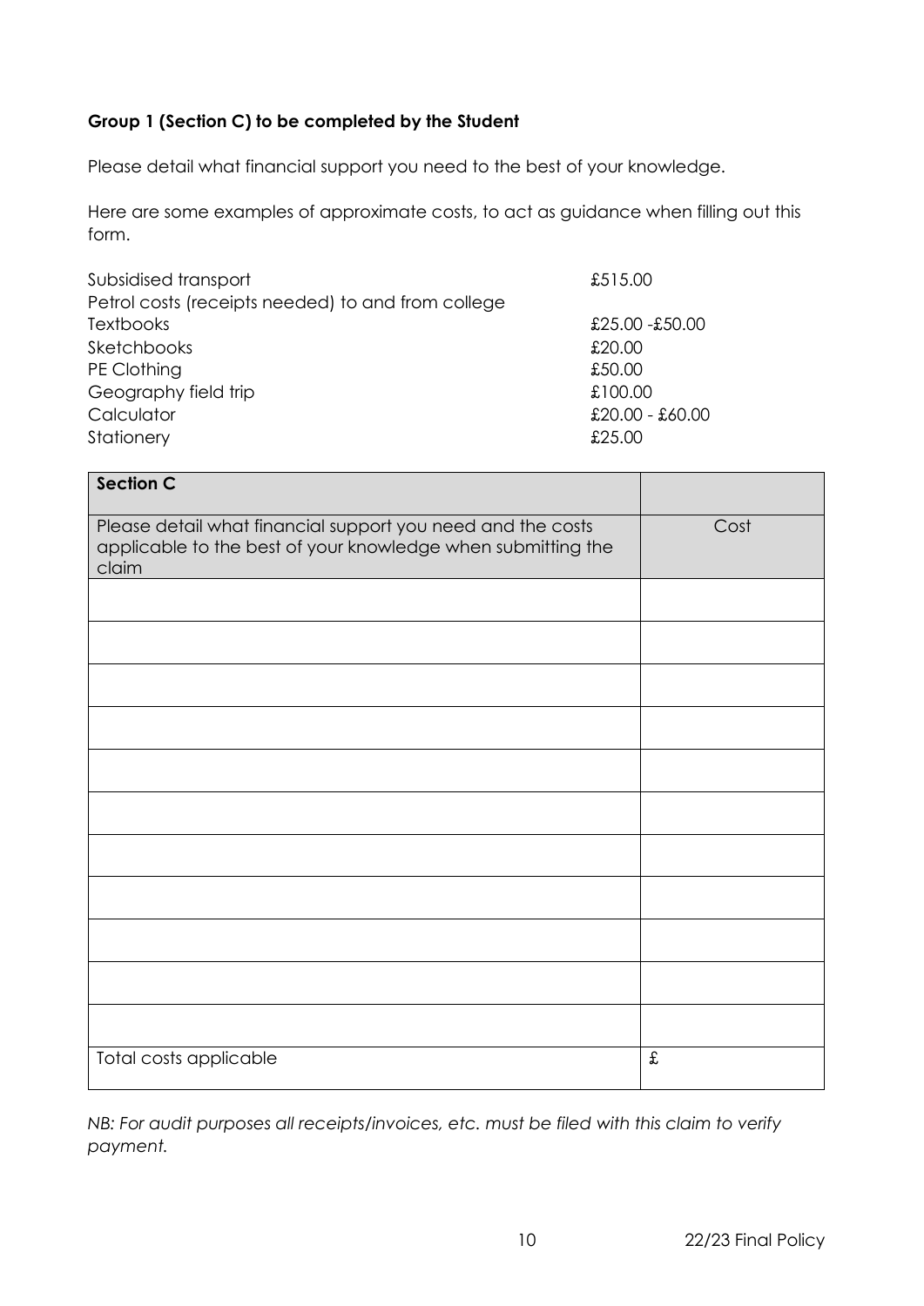**Group 1 (Section C) to be completed by the Student**

Please detail what financial support you need to the best of your knowledge.

Here are some examples of approximate costs, to act as guidance when filling out this form.

| | |
|---|---|
| Subsidised transport | £515.00 |
| Petrol costs (receipts needed) to and from college | |
| Textbooks | £25.00 -£50.00 |
| Sketchbooks | £20.00 |
| PE Clothing | £50.00 |
| Geography field trip | £100.00 |
| Calculator | £20.00 - £60.00 |
| Stationery | £25.00 |

| **Section C** | |
|---|---|
| Please detail what financial support you need and the costs applicable to the best of your knowledge when submitting the claim | Cost |
| | |
| | |
| | |
| | |
| | |
| | |
| | |
| | |
| | |
| | |
| | |
| Total costs applicable | £ |

*NB: For audit purposes all receipts/invoices, etc. must be filed with this claim to verify payment.*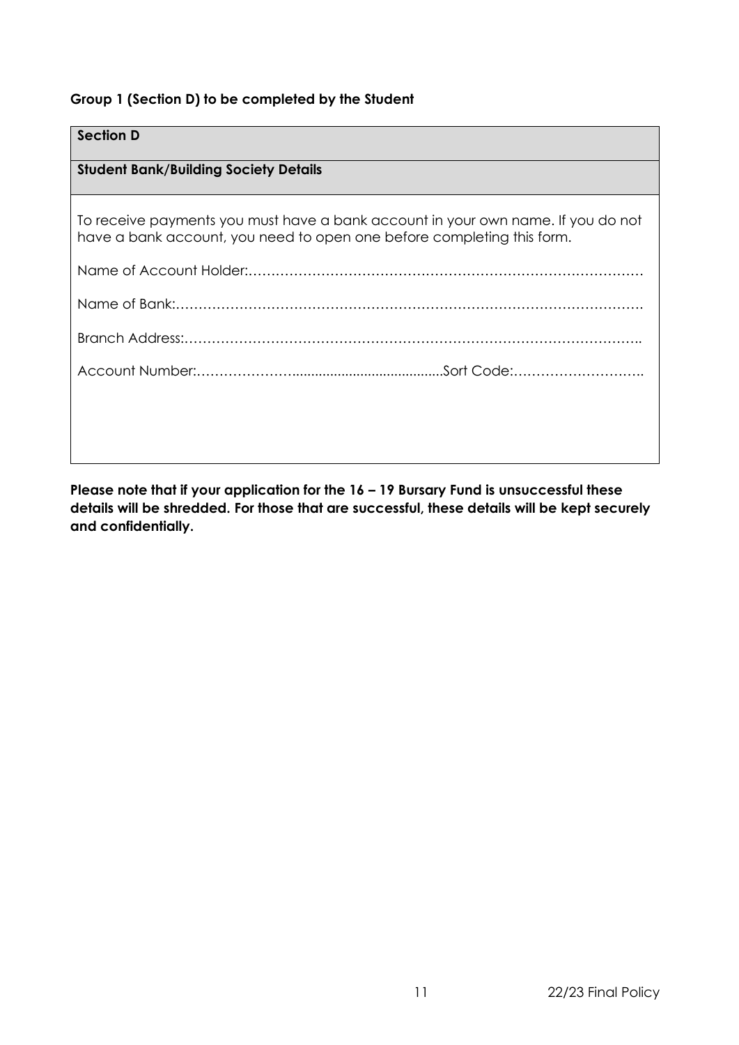**Group 1 (Section D) to be completed by the Student**

| **Section D** |
|---|
| **Student Bank/Building Society Details** |
| To receive payments you must have a bank account in your own name. If you do not have a bank account, you need to open one before completing this form.<br><br>Name of Account Holder:………………………………………………………………………<br><br>Name of Bank:…………………………………………………………………………………….<br><br>Branch Address:………………………………………………………………………………………..<br><br>Account Number:…………………........................................Sort Code:………………………. |

**Please note that if your application for the 16 – 19 Bursary Fund is unsuccessful these details will be shredded. For those that are successful, these details will be kept securely and confidentially.**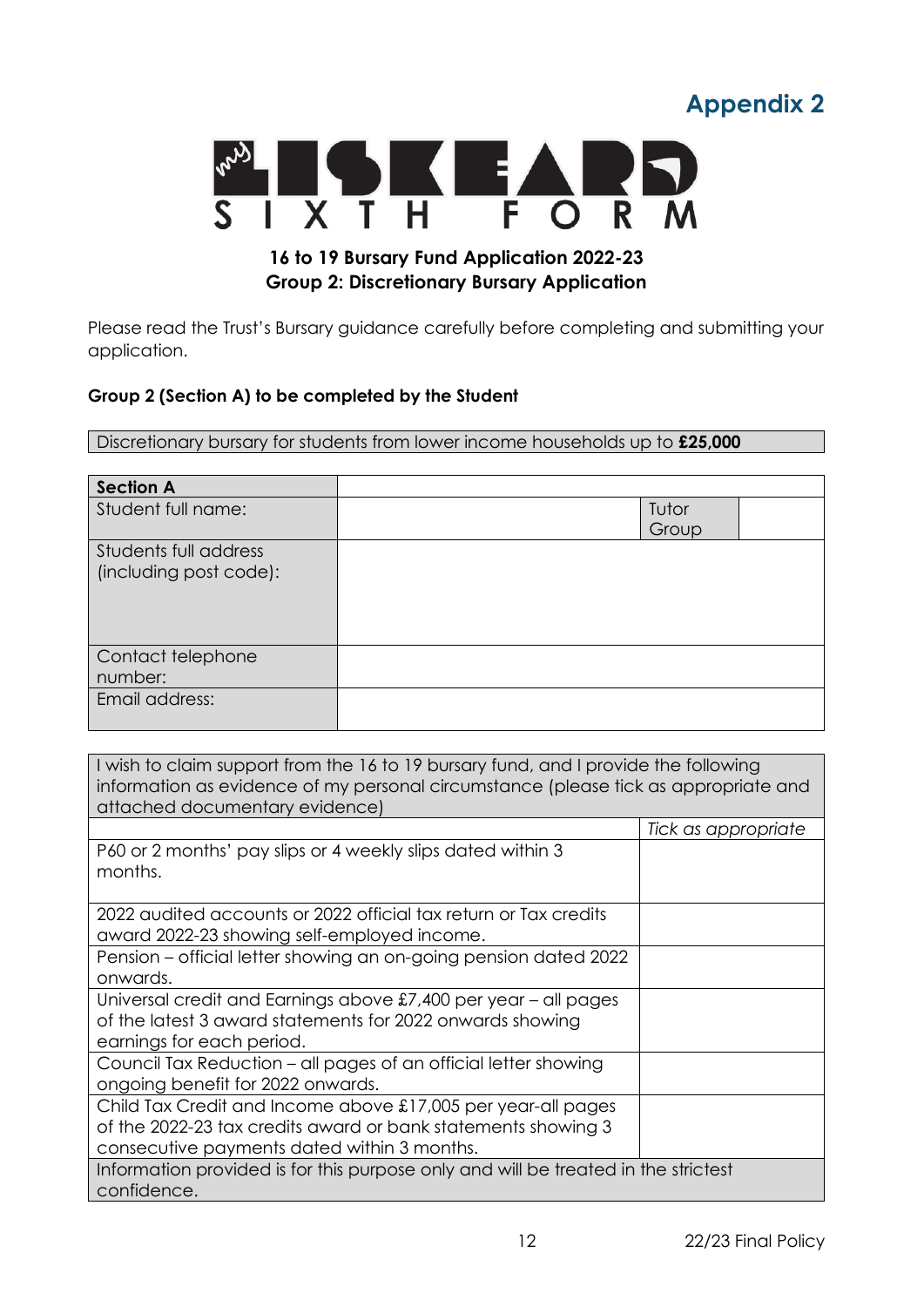# Appendix 2

my LISKEARD SIXTH FORM

**16 to 19 Bursary Fund Application 2022-23**
**Group 2: Discretionary Bursary Application**

Please read the Trust's Bursary guidance carefully before completing and submitting your application.

**Group 2 (Section A) to be completed by the Student**

| Discretionary bursary for students from lower income households up to **£25,000** |
|---|

| **Section A** | | | |
|---|---|---|---|
| Student full name: | | Tutor Group | |
| Students full address (including post code): | | | |
| Contact telephone number: | | | |
| Email address: | | | |

| I wish to claim support from the 16 to 19 bursary fund, and I provide the following information as evidence of my personal circumstance (please tick as appropriate and attached documentary evidence) | |
|---|---|
| | *Tick as appropriate* |
| P60 or 2 months' pay slips or 4 weekly slips dated within 3 months. | |
| 2022 audited accounts or 2022 official tax return or Tax credits award 2022-23 showing self-employed income. | |
| Pension – official letter showing an on-going pension dated 2022 onwards. | |
| Universal credit and Earnings above £7,400 per year – all pages of the latest 3 award statements for 2022 onwards showing earnings for each period. | |
| Council Tax Reduction – all pages of an official letter showing ongoing benefit for 2022 onwards. | |
| Child Tax Credit and Income above £17,005 per year-all pages of the 2022-23 tax credits award or bank statements showing 3 consecutive payments dated within 3 months. | |
| Information provided is for this purpose only and will be treated in the strictest confidence. | |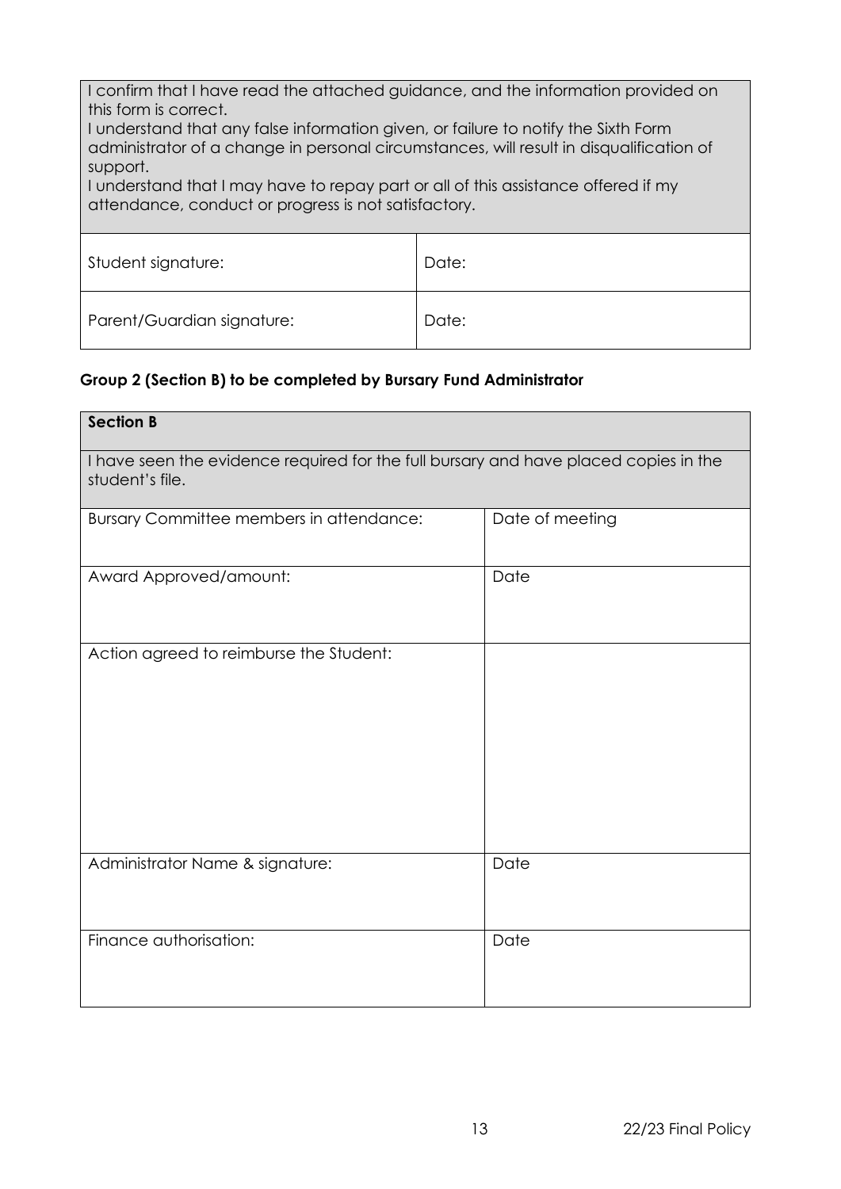| I confirm that I have read the attached guidance, and the information provided on this form is correct.<br>I understand that any false information given, or failure to notify the Sixth Form administrator of a change in personal circumstances, will result in disqualification of support.<br>I understand that I may have to repay part or all of this assistance offered if my attendance, conduct or progress is not satisfactory. | |
|---|---|
| Student signature: | Date: |
| Parent/Guardian signature: | Date: |

**Group 2 (Section B) to be completed by Bursary Fund Administrator**

| **Section B** | |
|---|---|
| I have seen the evidence required for the full bursary and have placed copies in the student's file. | |
| Bursary Committee members in attendance: | Date of meeting |
| Award Approved/amount: | Date |
| Action agreed to reimburse the Student: | |
| Administrator Name & signature: | Date |
| Finance authorisation: | Date |

22/23 Final Policy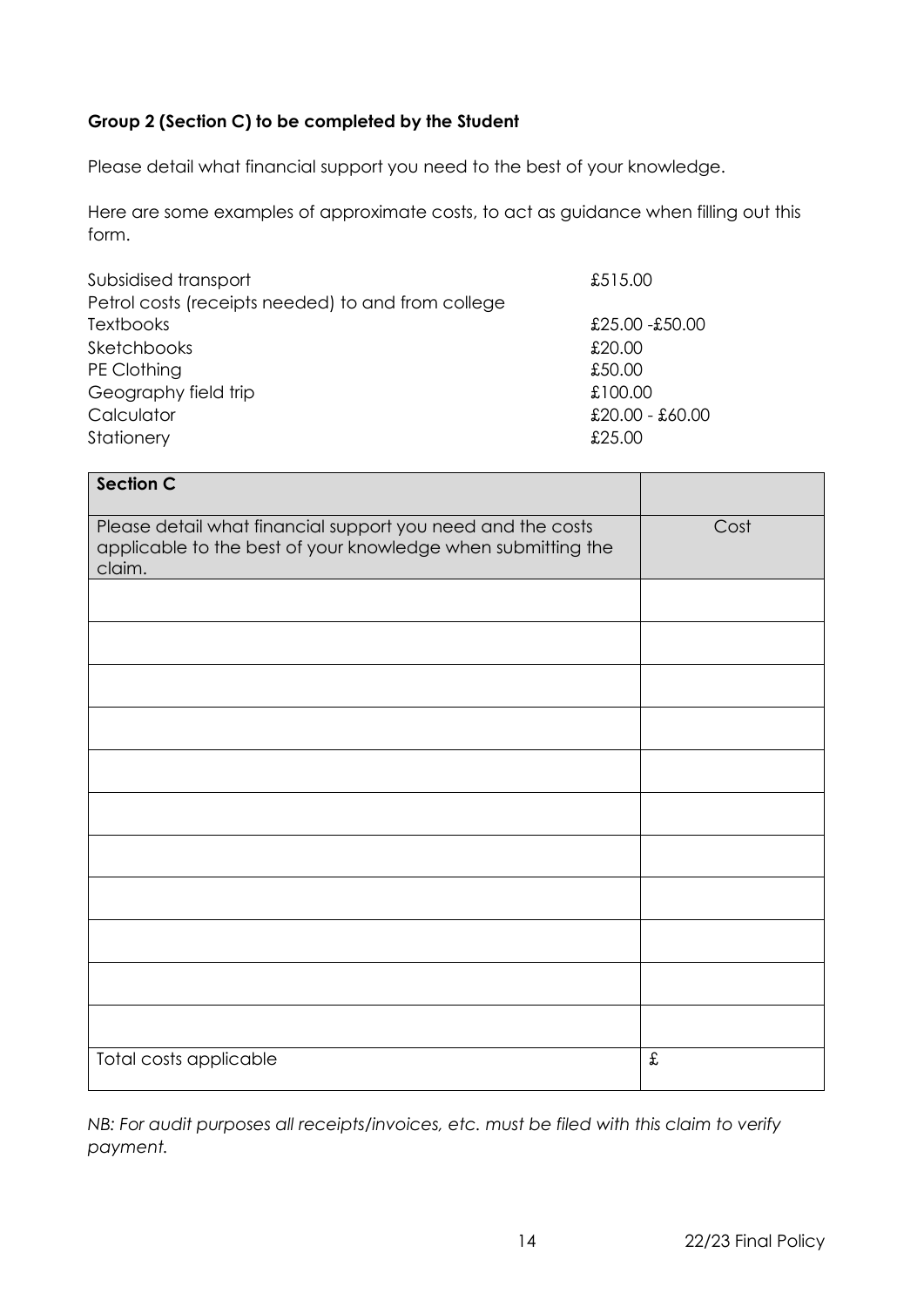**Group 2 (Section C) to be completed by the Student**

Please detail what financial support you need to the best of your knowledge.

Here are some examples of approximate costs, to act as guidance when filling out this form.

| | |
|---|---|
| Subsidised transport | £515.00 |
| Petrol costs (receipts needed) to and from college | |
| Textbooks | £25.00 -£50.00 |
| Sketchbooks | £20.00 |
| PE Clothing | £50.00 |
| Geography field trip | £100.00 |
| Calculator | £20.00 - £60.00 |
| Stationery | £25.00 |

| **Section C** | |
|---|---|
| Please detail what financial support you need and the costs applicable to the best of your knowledge when submitting the claim. | Cost |
| | |
| | |
| | |
| | |
| | |
| | |
| | |
| | |
| | |
| | |
| | |
| Total costs applicable | £ |

*NB: For audit purposes all receipts/invoices, etc. must be filed with this claim to verify payment.*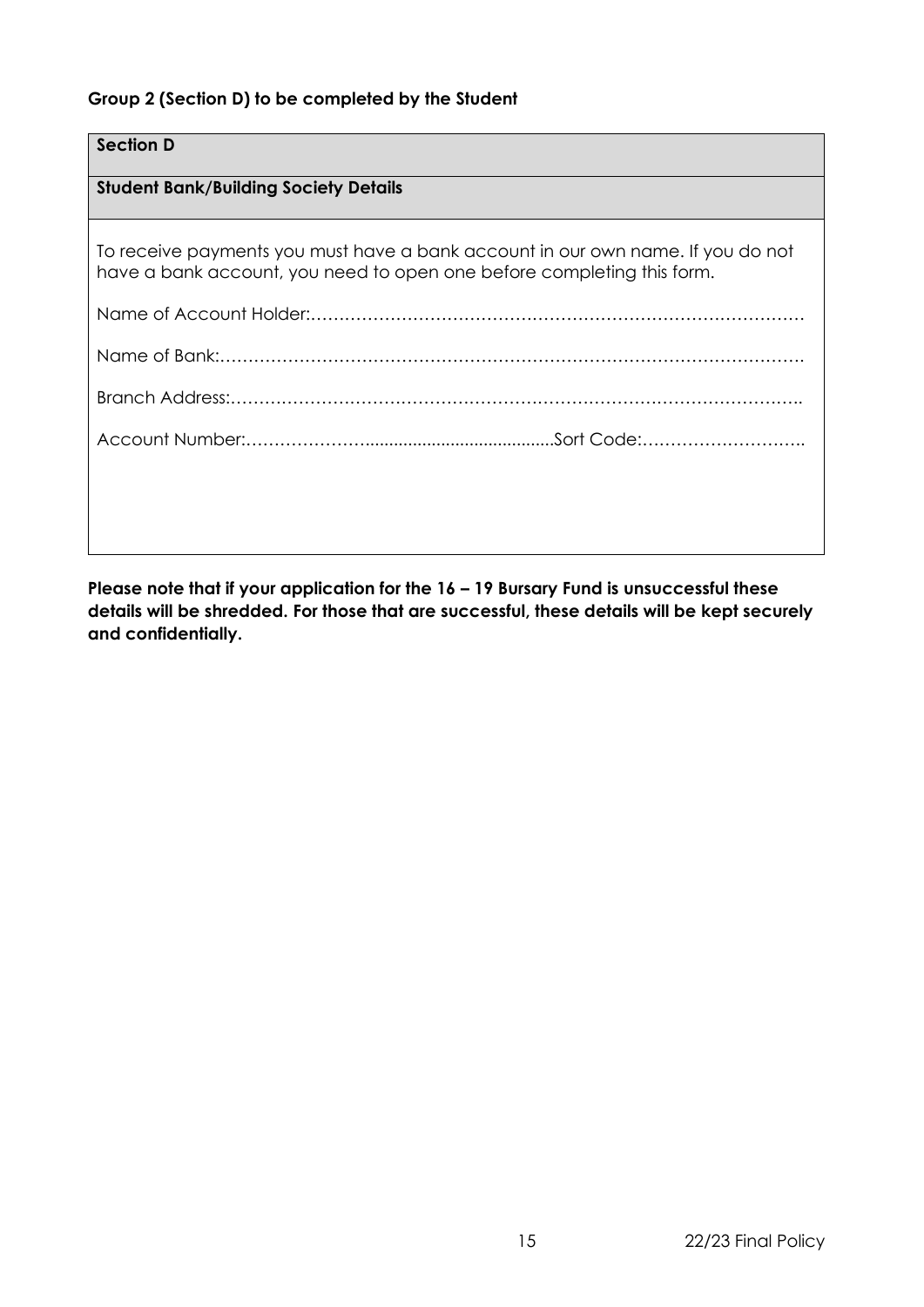**Group 2 (Section D) to be completed by the Student**

| **Section D** |
|---|
| **Student Bank/Building Society Details** |
| To receive payments you must have a bank account in our own name. If you do not have a bank account, you need to open one before completing this form.<br><br>Name of Account Holder:………………………………………………………………………………<br><br>Name of Bank:…………………………………………………………………………………………….<br><br>Branch Address:………………………………………………………………………………………..<br><br>Account Number:…………………........................................Sort Code:………………………. |

**Please note that if your application for the 16 – 19 Bursary Fund is unsuccessful these details will be shredded. For those that are successful, these details will be kept securely and confidentially.**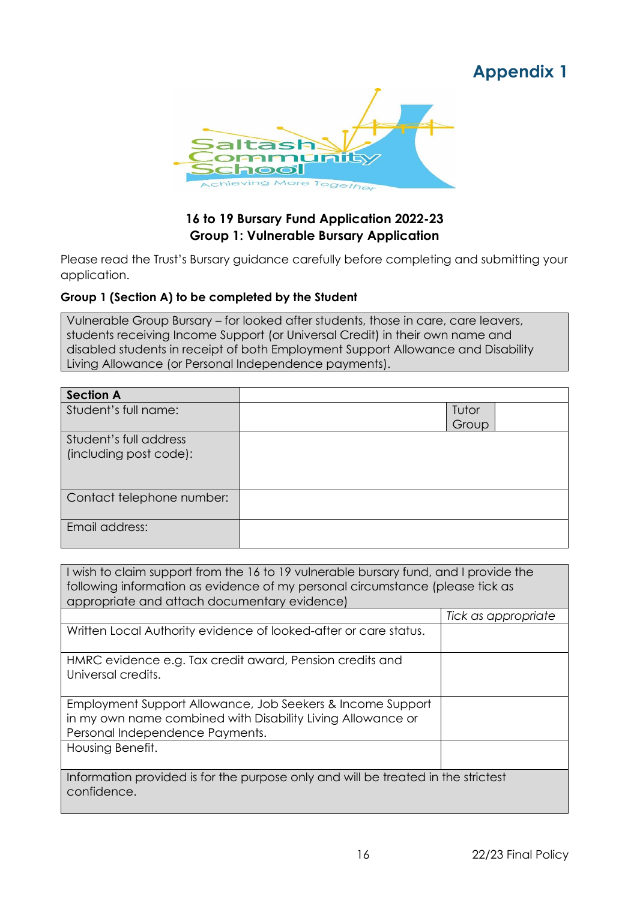# Appendix 1

**16 to 19 Bursary Fund Application 2022-23**
**Group 1: Vulnerable Bursary Application**

Please read the Trust's Bursary guidance carefully before completing and submitting your application.

**Group 1 (Section A) to be completed by the Student**

| Vulnerable Group Bursary – for looked after students, those in care, care leavers, students receiving Income Support (or Universal Credit) in their own name and disabled students in receipt of both Employment Support Allowance and Disability Living Allowance (or Personal Independence payments). |
|---|

| **Section A** | | | |
|---|---|---|---|
| Student's full name: | | Tutor Group | |
| Student's full address (including post code): | | | |
| Contact telephone number: | | | |
| Email address: | | | |

| I wish to claim support from the 16 to 19 vulnerable bursary fund, and I provide the following information as evidence of my personal circumstance (please tick as appropriate and attach documentary evidence) | |
|---|---|
| | *Tick as appropriate* |
| Written Local Authority evidence of looked-after or care status. | |
| HMRC evidence e.g. Tax credit award, Pension credits and Universal credits. | |
| Employment Support Allowance, Job Seekers & Income Support in my own name combined with Disability Living Allowance or Personal Independence Payments. | |
| Housing Benefit. | |
| Information provided is for the purpose only and will be treated in the strictest confidence. | |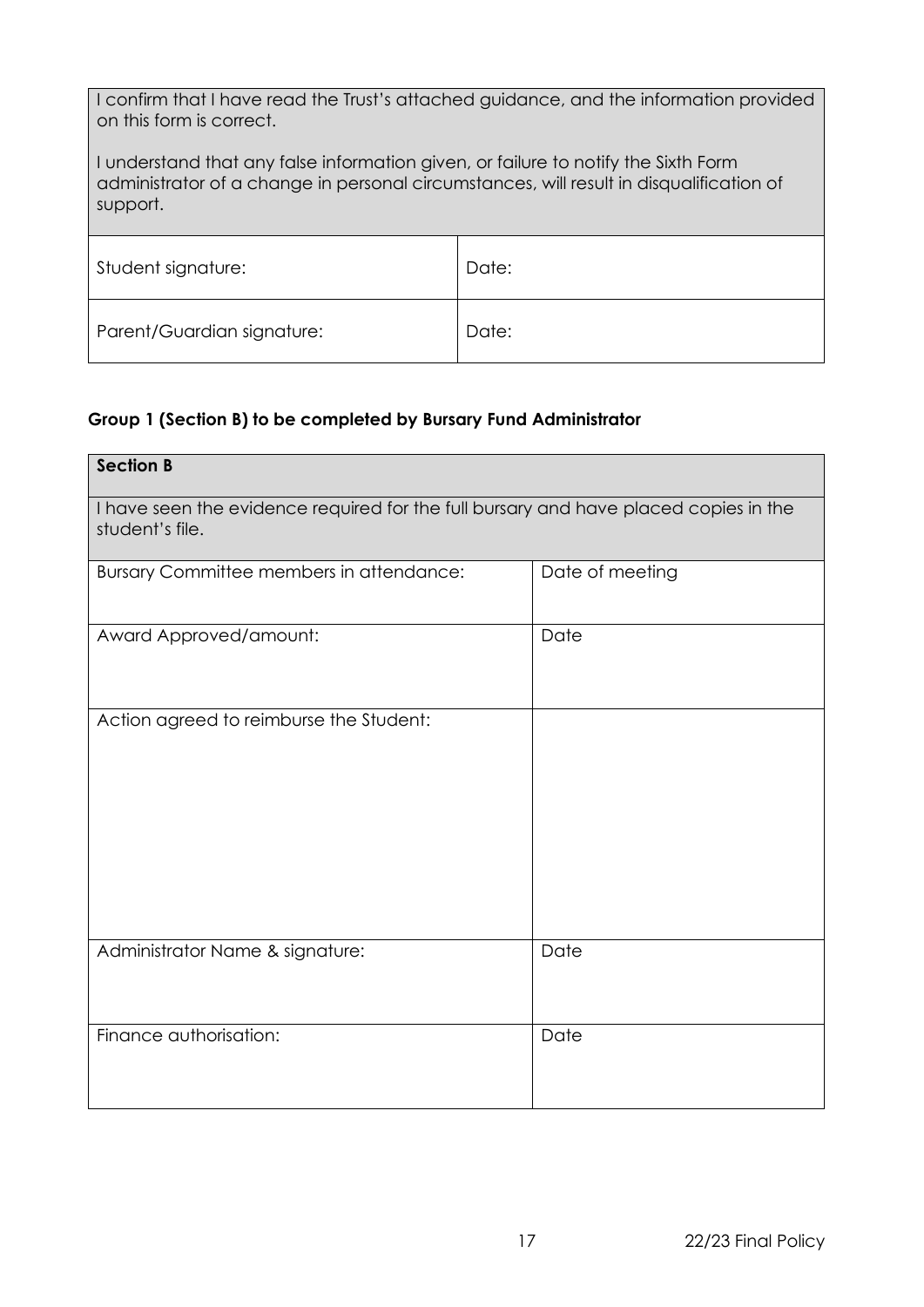| I confirm that I have read the Trust's attached guidance, and the information provided on this form is correct.<br><br>I understand that any false information given, or failure to notify the Sixth Form administrator of a change in personal circumstances, will result in disqualification of support. | |
|---|---|
| Student signature: | Date: |
| Parent/Guardian signature: | Date: |

**Group 1 (Section B) to be completed by Bursary Fund Administrator**

| **Section B**<br><br>I have seen the evidence required for the full bursary and have placed copies in the student's file. | |
|---|---|
| Bursary Committee members in attendance: | Date of meeting |
| Award Approved/amount: | Date |
| Action agreed to reimburse the Student: | |
| Administrator Name & signature: | Date |
| Finance authorisation: | Date |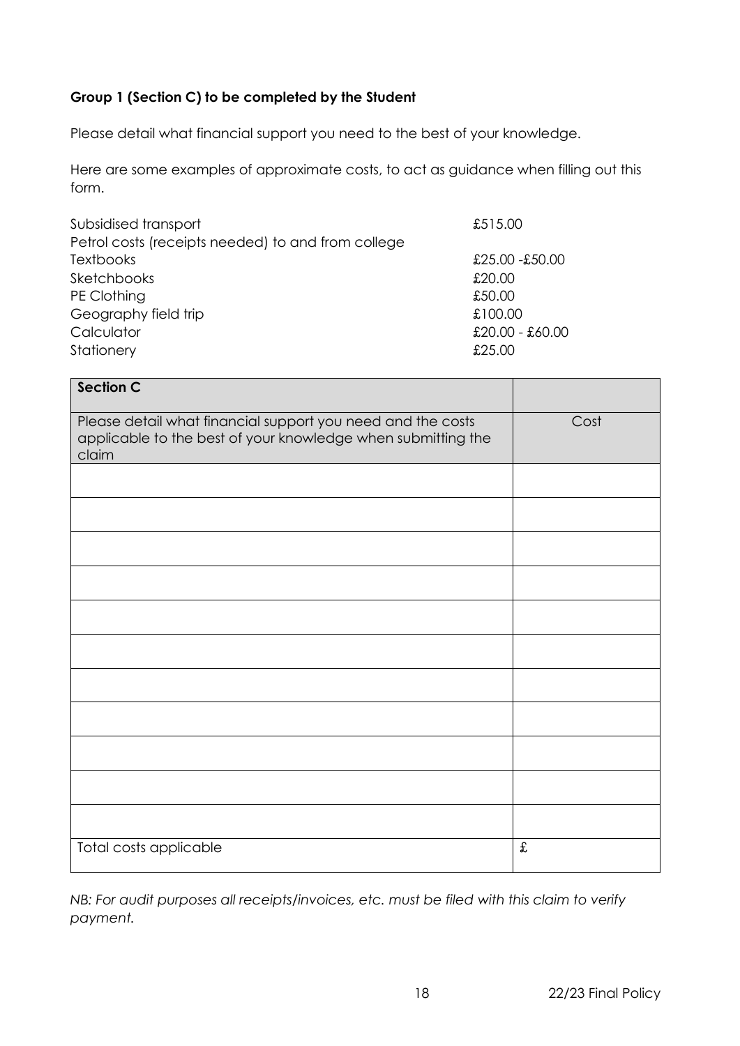**Group 1 (Section C) to be completed by the Student**

Please detail what financial support you need to the best of your knowledge.

Here are some examples of approximate costs, to act as guidance when filling out this form.

| | |
|---|---|
| Subsidised transport | £515.00 |
| Petrol costs (receipts needed) to and from college | |
| Textbooks | £25.00 -£50.00 |
| Sketchbooks | £20.00 |
| PE Clothing | £50.00 |
| Geography field trip | £100.00 |
| Calculator | £20.00 - £60.00 |
| Stationery | £25.00 |

| **Section C** | |
|---|---|
| Please detail what financial support you need and the costs applicable to the best of your knowledge when submitting the claim | Cost |
| | |
| | |
| | |
| | |
| | |
| | |
| | |
| | |
| | |
| | |
| | |
| Total costs applicable | £ |

*NB: For audit purposes all receipts/invoices, etc. must be filed with this claim to verify payment.*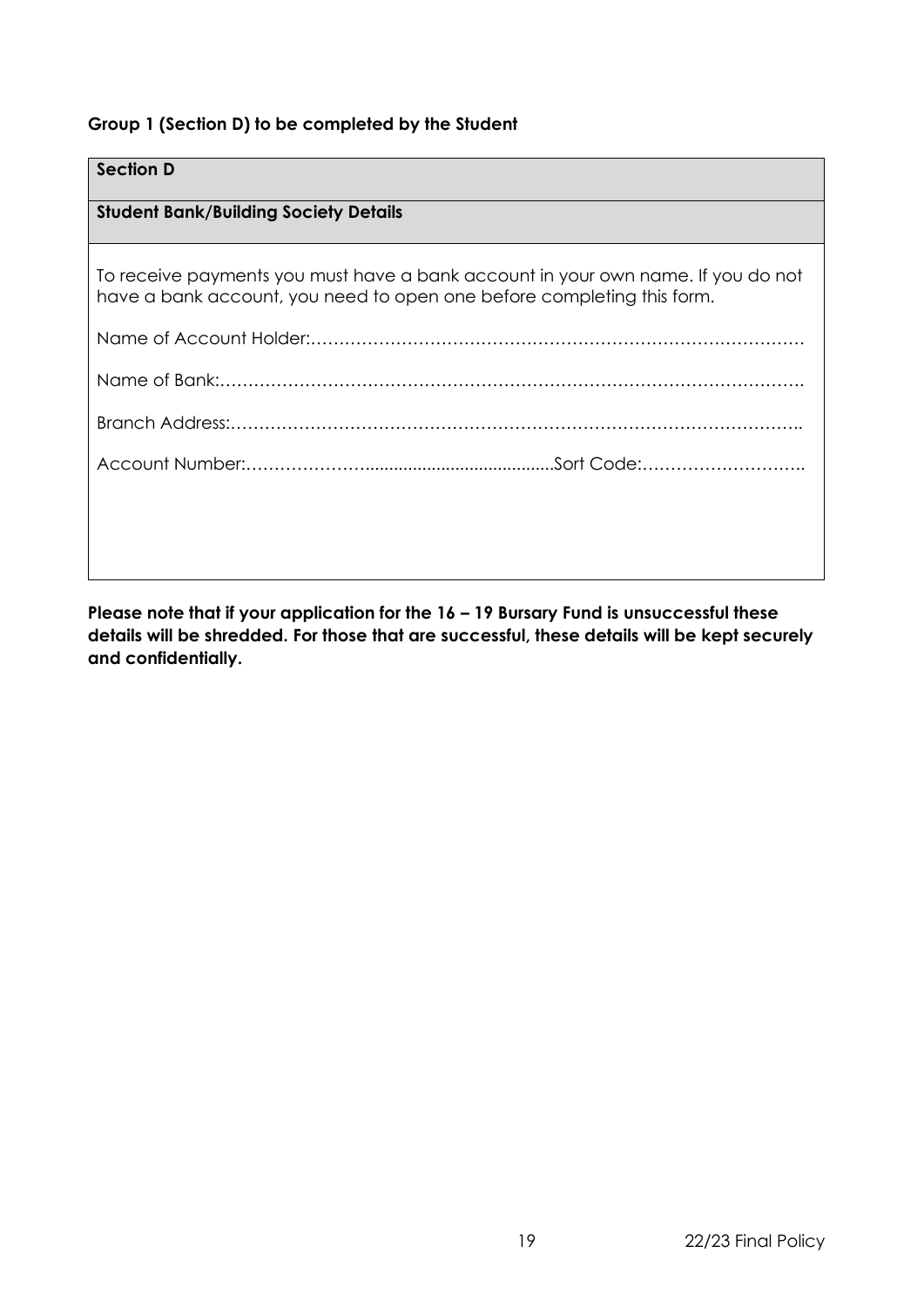**Group 1 (Section D) to be completed by the Student**

| **Section D** |
|---|
| **Student Bank/Building Society Details** |
| To receive payments you must have a bank account in your own name. If you do not have a bank account, you need to open one before completing this form.<br><br>Name of Account Holder:………………………………………………………………………….<br><br>Name of Bank:……………………………………………………………………………………….<br><br>Branch Address:……………………………………………………………………………………..<br><br>Account Number:…………………........................................Sort Code:………………………. |

**Please note that if your application for the 16 – 19 Bursary Fund is unsuccessful these details will be shredded. For those that are successful, these details will be kept securely and confidentially.**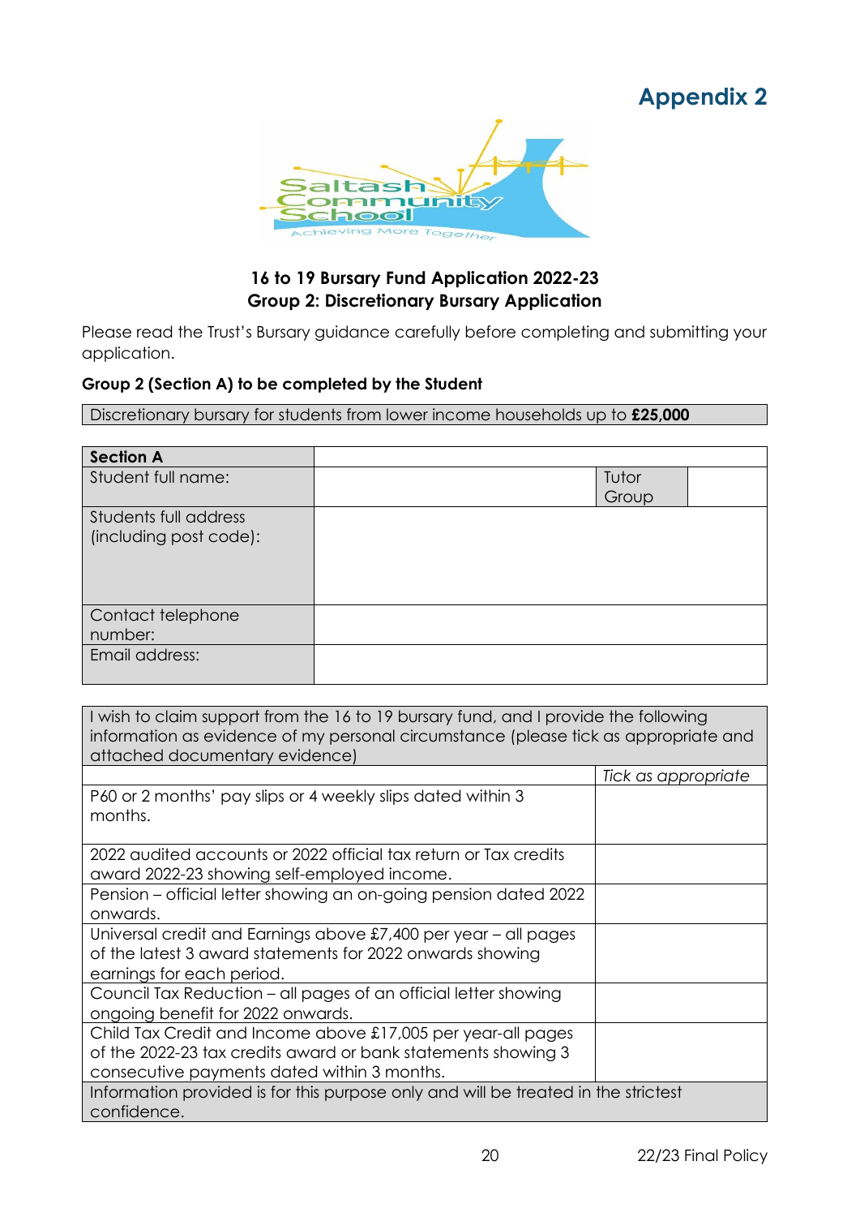# Appendix 2

**16 to 19 Bursary Fund Application 2022-23**
**Group 2: Discretionary Bursary Application**

Please read the Trust's Bursary guidance carefully before completing and submitting your application.

**Group 2 (Section A) to be completed by the Student**

| Discretionary bursary for students from lower income households up to **£25,000** |
|---|

| **Section A** | | | |
|---|---|---|---|
| Student full name: | | Tutor Group | |
| Students full address (including post code): | | | |
| Contact telephone number: | | | |
| Email address: | | | |

| I wish to claim support from the 16 to 19 bursary fund, and I provide the following information as evidence of my personal circumstance (please tick as appropriate and attached documentary evidence) | |
|---|---|
| | *Tick as appropriate* |
| P60 or 2 months' pay slips or 4 weekly slips dated within 3 months. | |
| 2022 audited accounts or 2022 official tax return or Tax credits award 2022-23 showing self-employed income. | |
| Pension – official letter showing an on-going pension dated 2022 onwards. | |
| Universal credit and Earnings above £7,400 per year – all pages of the latest 3 award statements for 2022 onwards showing earnings for each period. | |
| Council Tax Reduction – all pages of an official letter showing ongoing benefit for 2022 onwards. | |
| Child Tax Credit and Income above £17,005 per year-all pages of the 2022-23 tax credits award or bank statements showing 3 consecutive payments dated within 3 months. | |
| Information provided is for this purpose only and will be treated in the strictest confidence. | |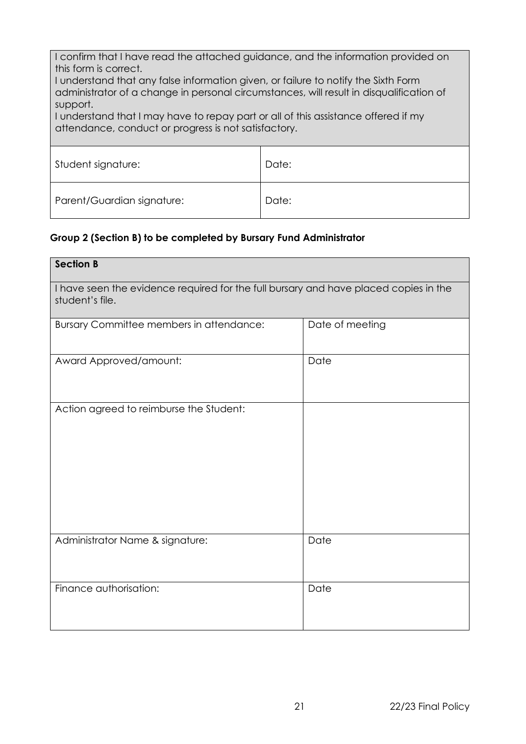| I confirm that I have read the attached guidance, and the information provided on this form is correct. I understand that any false information given, or failure to notify the Sixth Form administrator of a change in personal circumstances, will result in disqualification of support. I understand that I may have to repay part or all of this assistance offered if my attendance, conduct or progress is not satisfactory. | |
|---|---|
| Student signature: | Date: |
| Parent/Guardian signature: | Date: |

**Group 2 (Section B) to be completed by Bursary Fund Administrator**

| **Section B** | |
|---|---|
| I have seen the evidence required for the full bursary and have placed copies in the student's file. | |
| Bursary Committee members in attendance: | Date of meeting |
| Award Approved/amount: | Date |
| Action agreed to reimburse the Student: | |
| Administrator Name & signature: | Date |
| Finance authorisation: | Date |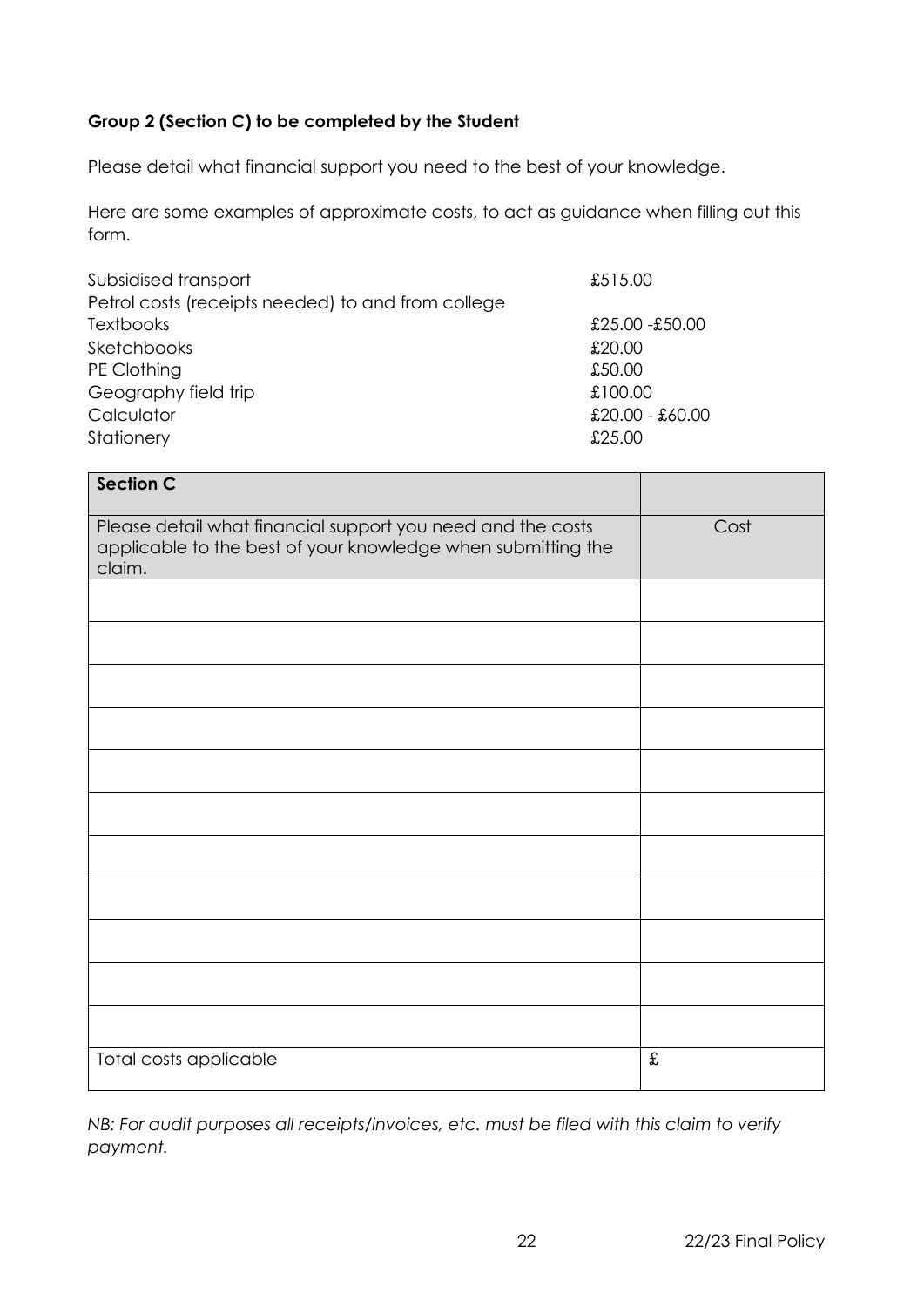**Group 2 (Section C) to be completed by the Student**

Please detail what financial support you need to the best of your knowledge.

Here are some examples of approximate costs, to act as guidance when filling out this form.

| | |
|---|---|
| Subsidised transport | £515.00 |
| Petrol costs (receipts needed) to and from college | |
| Textbooks | £25.00 -£50.00 |
| Sketchbooks | £20.00 |
| PE Clothing | £50.00 |
| Geography field trip | £100.00 |
| Calculator | £20.00 - £60.00 |
| Stationery | £25.00 |

| Section C | |
|---|---|
| Please detail what financial support you need and the costs applicable to the best of your knowledge when submitting the claim. | Cost |
| | |
| | |
| | |
| | |
| | |
| | |
| | |
| | |
| | |
| | |
| | |
| Total costs applicable | £ |

*NB: For audit purposes all receipts/invoices, etc. must be filed with this claim to verify payment.*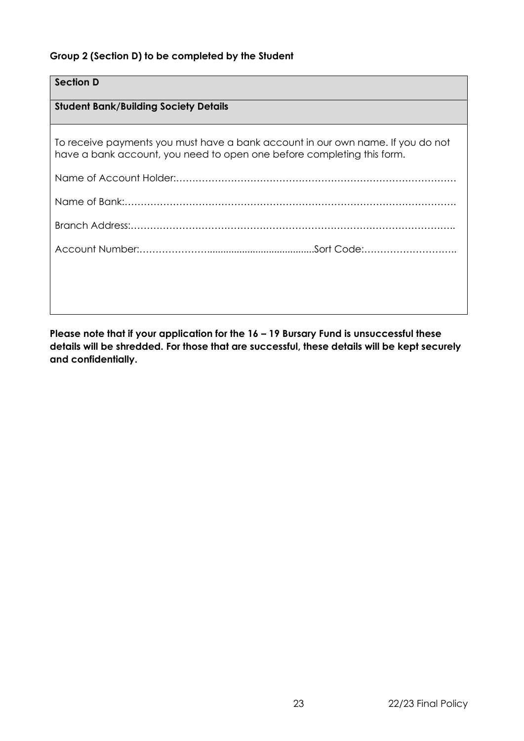**Group 2 (Section D) to be completed by the Student**

| **Section D** |
| --- |
| **Student Bank/Building Society Details** |
| To receive payments you must have a bank account in our own name. If you do not have a bank account, you need to open one before completing this form.<br><br>Name of Account Holder:…………………………………………………………………………<br><br>Name of Bank:…………………………………………………………………………………….<br><br>Branch Address:……………………………………………………………………………………..<br><br>Account Number:…………………........................................Sort Code:………………………. |

**Please note that if your application for the 16 – 19 Bursary Fund is unsuccessful these details will be shredded. For those that are successful, these details will be kept securely and confidentially.**